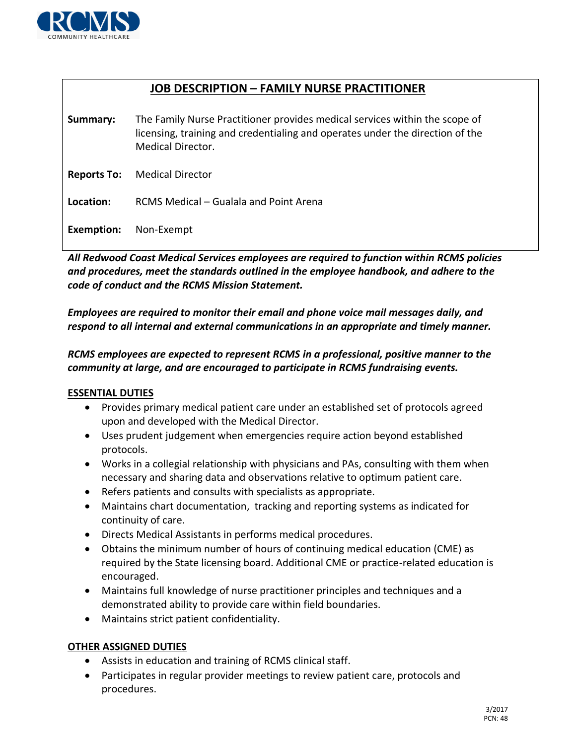RCMS COMMUNITY HEALTHCARE

# JOB DESCRIPTION – FAMILY NURSE PRACTITIONER

**Summary:** The Family Nurse Practitioner provides medical services within the scope of licensing, training and credentialing and operates under the direction of the Medical Director.

**Reports To:** Medical Director

**Location:** RCMS Medical – Gualala and Point Arena

**Exemption:** Non-Exempt

***All Redwood Coast Medical Services employees are required to function within RCMS policies and procedures, meet the standards outlined in the employee handbook, and adhere to the code of conduct and the RCMS Mission Statement.***

***Employees are required to monitor their email and phone voice mail messages daily, and respond to all internal and external communications in an appropriate and timely manner.***

***RCMS employees are expected to represent RCMS in a professional, positive manner to the community at large, and are encouraged to participate in RCMS fundraising events.***

## ESSENTIAL DUTIES

- Provides primary medical patient care under an established set of protocols agreed upon and developed with the Medical Director.
- Uses prudent judgement when emergencies require action beyond established protocols.
- Works in a collegial relationship with physicians and PAs, consulting with them when necessary and sharing data and observations relative to optimum patient care.
- Refers patients and consults with specialists as appropriate.
- Maintains chart documentation, tracking and reporting systems as indicated for continuity of care.
- Directs Medical Assistants in performs medical procedures.
- Obtains the minimum number of hours of continuing medical education (CME) as required by the State licensing board. Additional CME or practice-related education is encouraged.
- Maintains full knowledge of nurse practitioner principles and techniques and a demonstrated ability to provide care within field boundaries.
- Maintains strict patient confidentiality.

## OTHER ASSIGNED DUTIES

- Assists in education and training of RCMS clinical staff.
- Participates in regular provider meetings to review patient care, protocols and procedures.

3/2017
PCN: 48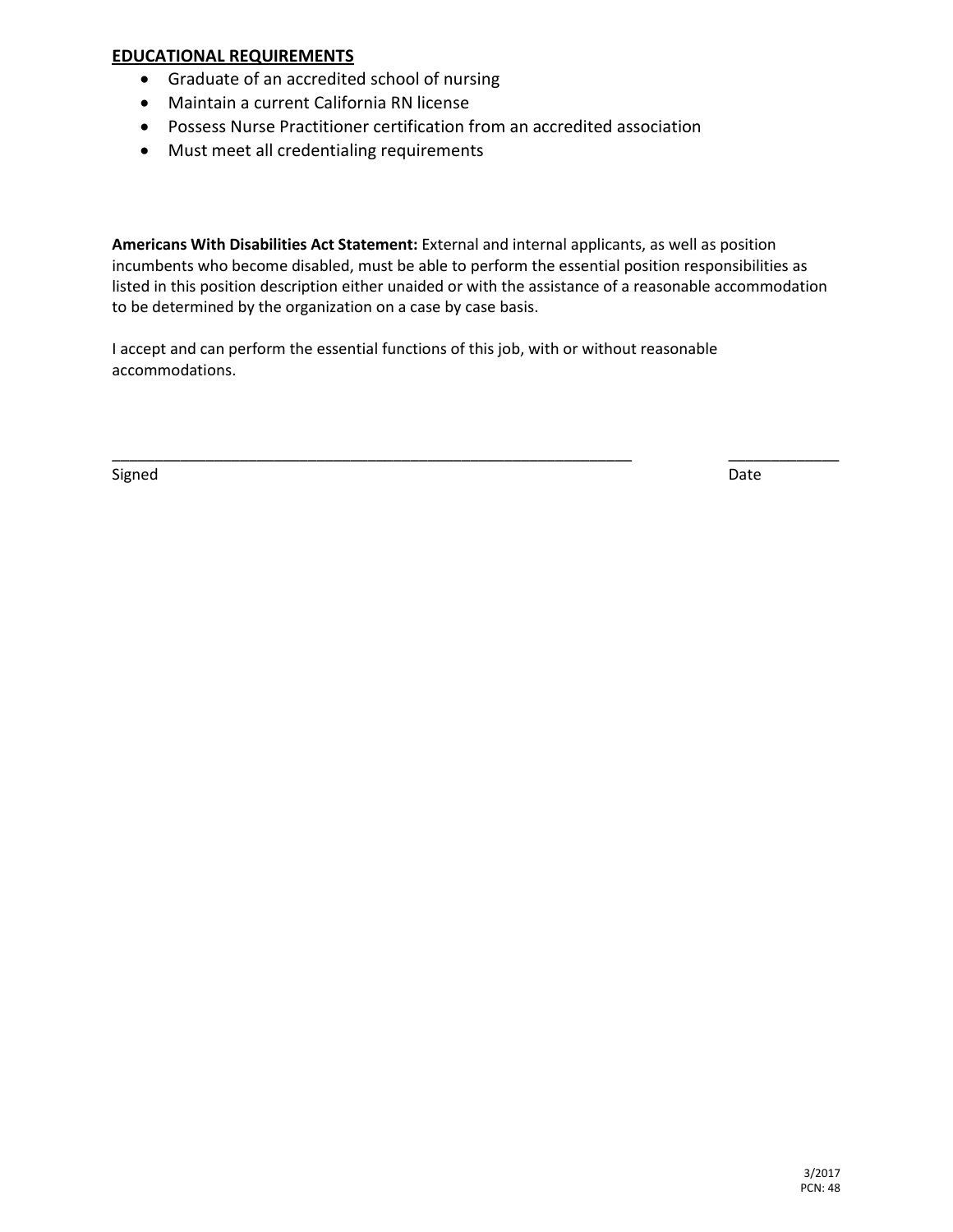## EDUCATIONAL REQUIREMENTS

- Graduate of an accredited school of nursing
- Maintain a current California RN license
- Possess Nurse Practitioner certification from an accredited association
- Must meet all credentialing requirements

**Americans With Disabilities Act Statement:** External and internal applicants, as well as position incumbents who become disabled, must be able to perform the essential position responsibilities as listed in this position description either unaided or with the assistance of a reasonable accommodation to be determined by the organization on a case by case basis.

I accept and can perform the essential functions of this job, with or without reasonable accommodations.

_______________________________________________________________ _____________

Signed Date

3/2017
PCN: 48